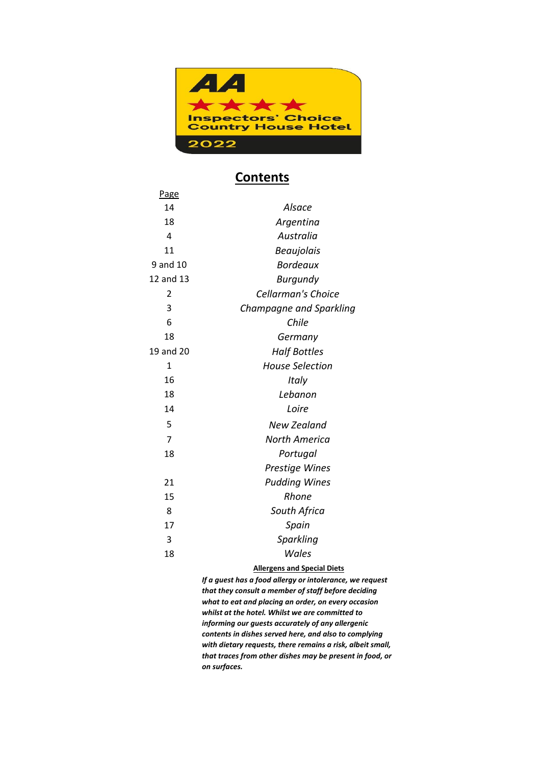AA ★★★★ Inspectors' Choice Country House Hotel 2022

# Contents

| Page | |
|---|---|
| 14 | *Alsace* |
| 18 | *Argentina* |
| 4 | *Australia* |
| 11 | *Beaujolais* |
| 9 and 10 | *Bordeaux* |
| 12 and 13 | *Burgundy* |
| 2 | *Cellarman's Choice* |
| 3 | *Champagne and Sparkling* |
| 6 | *Chile* |
| 18 | *Germany* |
| 19 and 20 | *Half Bottles* |
| 1 | *House Selection* |
| 16 | *Italy* |
| 18 | *Lebanon* |
| 14 | *Loire* |
| 5 | *New Zealand* |
| 7 | *North America* |
| 18 | *Portugal* |
| | *Prestige Wines* |
| 21 | *Pudding Wines* |
| 15 | *Rhone* |
| 8 | *South Africa* |
| 17 | *Spain* |
| 3 | *Sparkling* |
| 18 | *Wales* |

**Allergens and Special Diets**

***If a guest has a food allergy or intolerance, we request that they consult a member of staff before deciding what to eat and placing an order, on every occasion whilst at the hotel. Whilst we are committed to informing our guests accurately of any allergenic contents in dishes served here, and also to complying with dietary requests, there remains a risk, albeit small, that traces from other dishes may be present in food, or on surfaces.***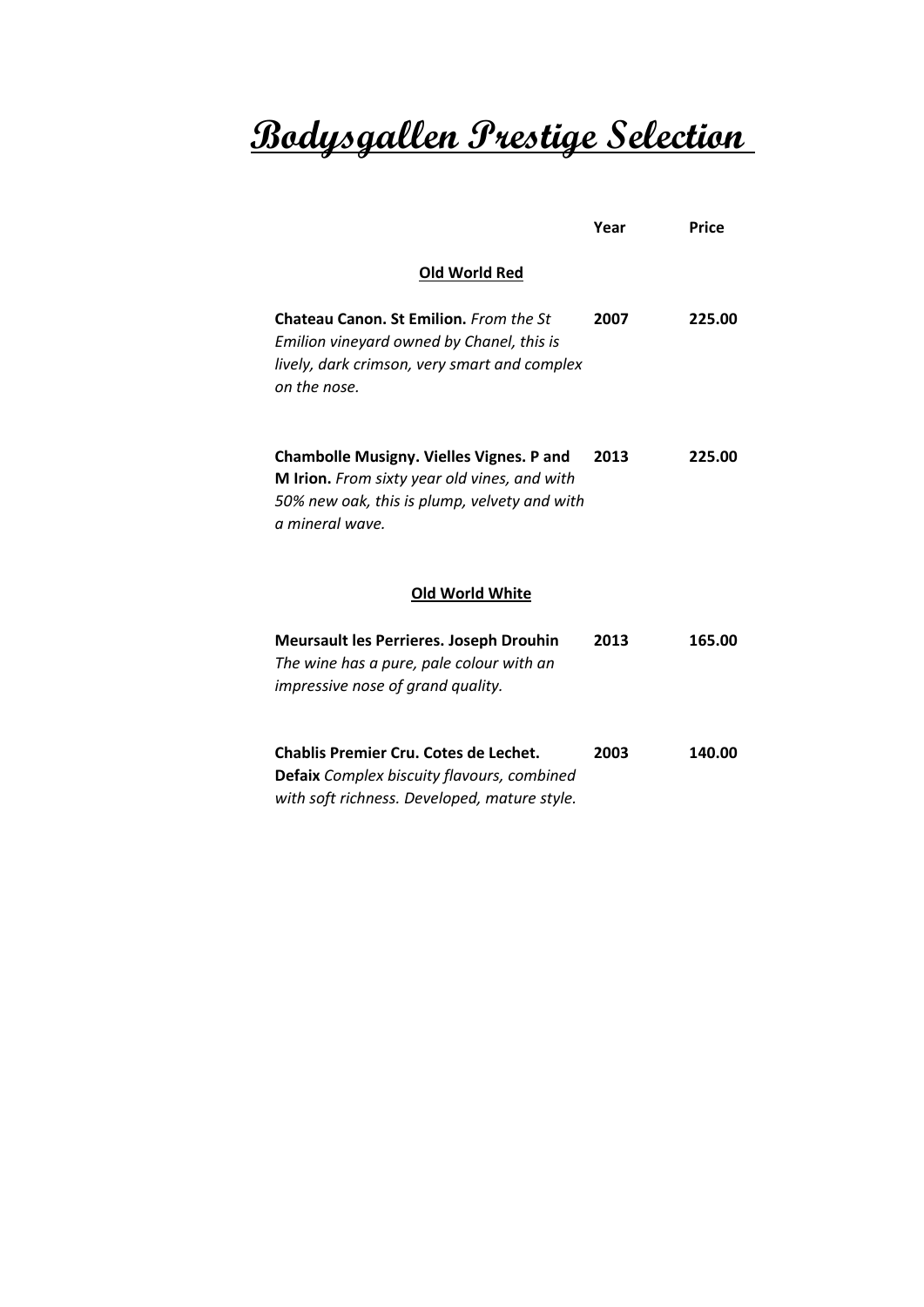# Bodysgallen Prestige Selection

| | Year | Price |
|---|---|---|
| **Old World Red** | | |
| **Chateau Canon. St Emilion.** *From the St Emilion vineyard owned by Chanel, this is lively, dark crimson, very smart and complex on the nose.* | **2007** | **225.00** |
| **Chambolle Musigny. Vielles Vignes. P and M Irion.** *From sixty year old vines, and with 50% new oak, this is plump, velvety and with a mineral wave.* | **2013** | **225.00** |
| **Old World White** | | |
| **Meursault les Perrieres. Joseph Drouhin** *The wine has a pure, pale colour with an impressive nose of grand quality.* | **2013** | **165.00** |
| **Chablis Premier Cru. Cotes de Lechet. Defaix** *Complex biscuity flavours, combined with soft richness. Developed, mature style.* | **2003** | **140.00** |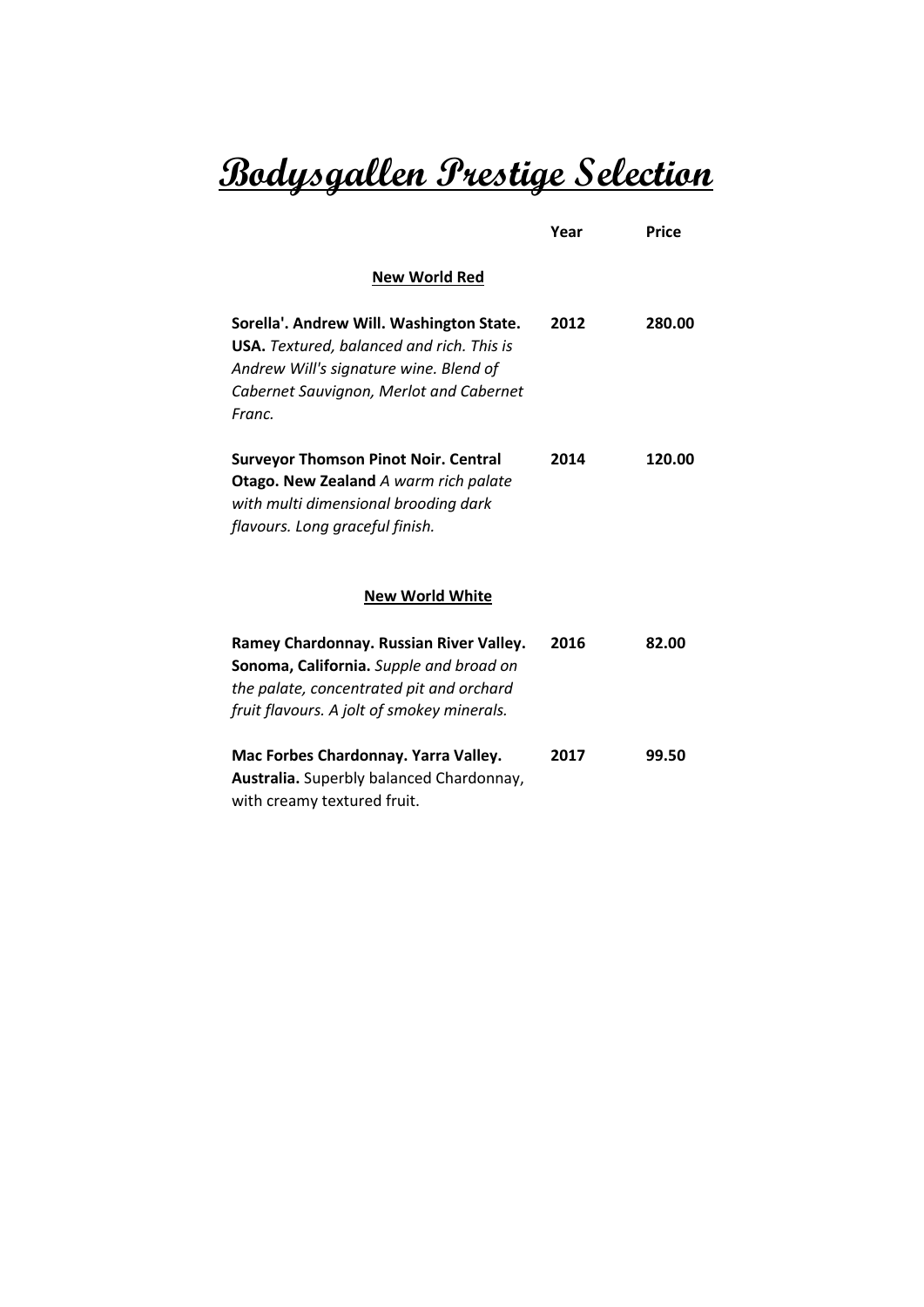# Bodysgallen Prestige Selection

| | Year | Price |
|---|---|---|
| **New World Red** | | |
| **Sorella'. Andrew Will. Washington State. USA.** *Textured, balanced and rich. This is Andrew Will's signature wine. Blend of Cabernet Sauvignon, Merlot and Cabernet Franc.* | 2012 | 280.00 |
| **Surveyor Thomson Pinot Noir. Central Otago. New Zealand** *A warm rich palate with multi dimensional brooding dark flavours. Long graceful finish.* | 2014 | 120.00 |
| **New World White** | | |
| **Ramey Chardonnay. Russian River Valley. Sonoma, California.** *Supple and broad on the palate, concentrated pit and orchard fruit flavours. A jolt of smokey minerals.* | 2016 | 82.00 |
| **Mac Forbes Chardonnay. Yarra Valley. Australia.** Superbly balanced Chardonnay, with creamy textured fruit. | 2017 | 99.50 |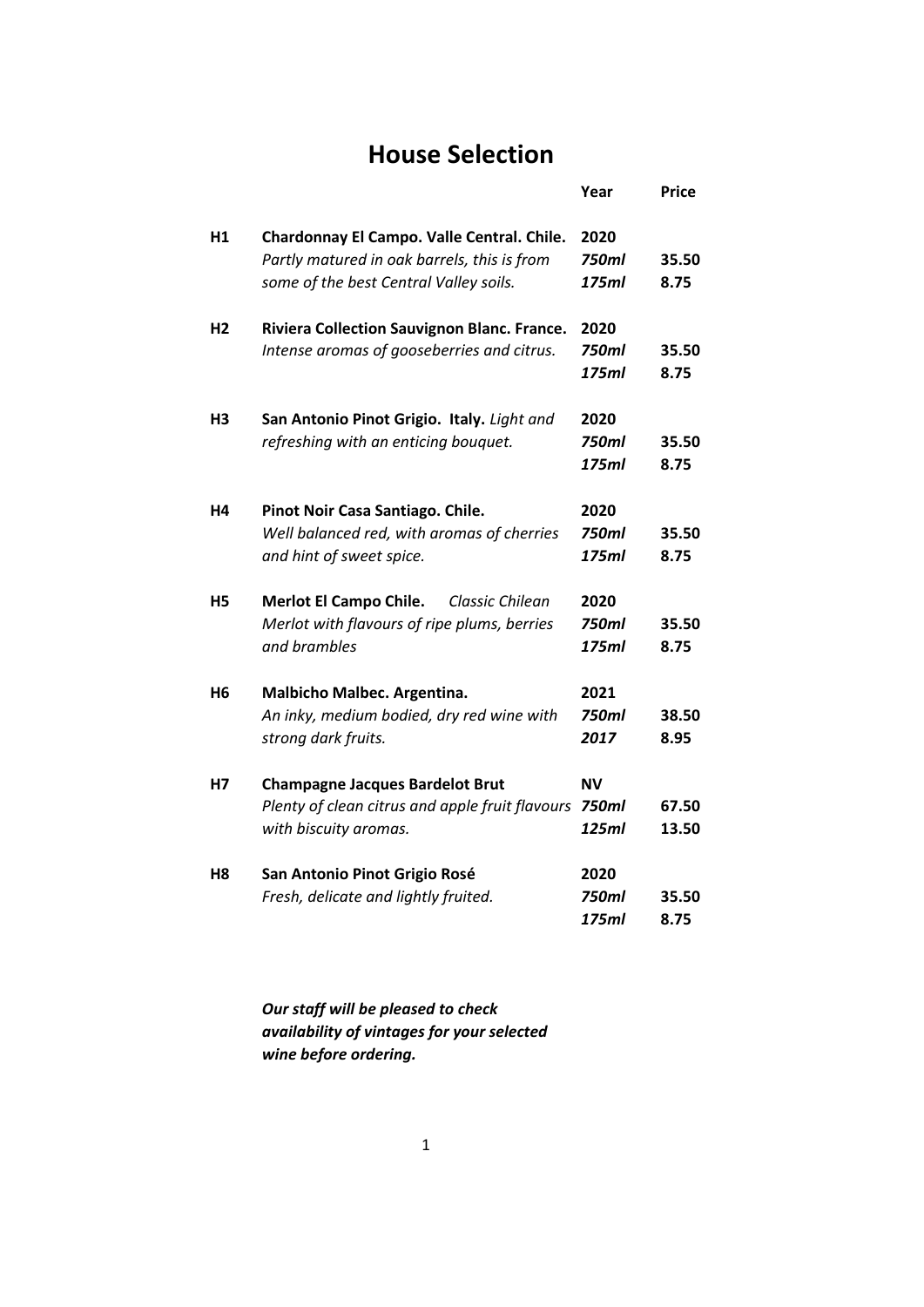# House Selection

| | | Year | Price |
|---|---|---|---|
| **H1** | **Chardonnay El Campo. Valle Central. Chile.** | **2020** | |
| | *Partly matured in oak barrels, this is from* | ***750ml*** | **35.50** |
| | *some of the best Central Valley soils.* | ***175ml*** | **8.75** |
| **H2** | **Riviera Collection Sauvignon Blanc. France.** | **2020** | |
| | *Intense aromas of gooseberries and citrus.* | ***750ml*** | **35.50** |
| | | ***175ml*** | **8.75** |
| **H3** | **San Antonio Pinot Grigio. Italy.** *Light and* | **2020** | |
| | *refreshing with an enticing bouquet.* | ***750ml*** | **35.50** |
| | | ***175ml*** | **8.75** |
| **H4** | **Pinot Noir Casa Santiago. Chile.** | **2020** | |
| | *Well balanced red, with aromas of cherries* | ***750ml*** | **35.50** |
| | *and hint of sweet spice.* | ***175ml*** | **8.75** |
| **H5** | **Merlot El Campo Chile.** *Classic Chilean* | **2020** | |
| | *Merlot with flavours of ripe plums, berries* | ***750ml*** | **35.50** |
| | *and brambles* | ***175ml*** | **8.75** |
| **H6** | **Malbicho Malbec. Argentina.** | **2021** | |
| | *An inky, medium bodied, dry red wine with* | ***750ml*** | **38.50** |
| | *strong dark fruits.* | ***2017*** | **8.95** |
| **H7** | **Champagne Jacques Bardelot Brut** | **NV** | |
| | *Plenty of clean citrus and apple fruit flavours* | ***750ml*** | **67.50** |
| | *with biscuity aromas.* | ***125ml*** | **13.50** |
| **H8** | **San Antonio Pinot Grigio Rosé** | **2020** | |
| | *Fresh, delicate and lightly fruited.* | ***750ml*** | **35.50** |
| | | ***175ml*** | **8.75** |

***Our staff will be pleased to check availability of vintages for your selected wine before ordering.***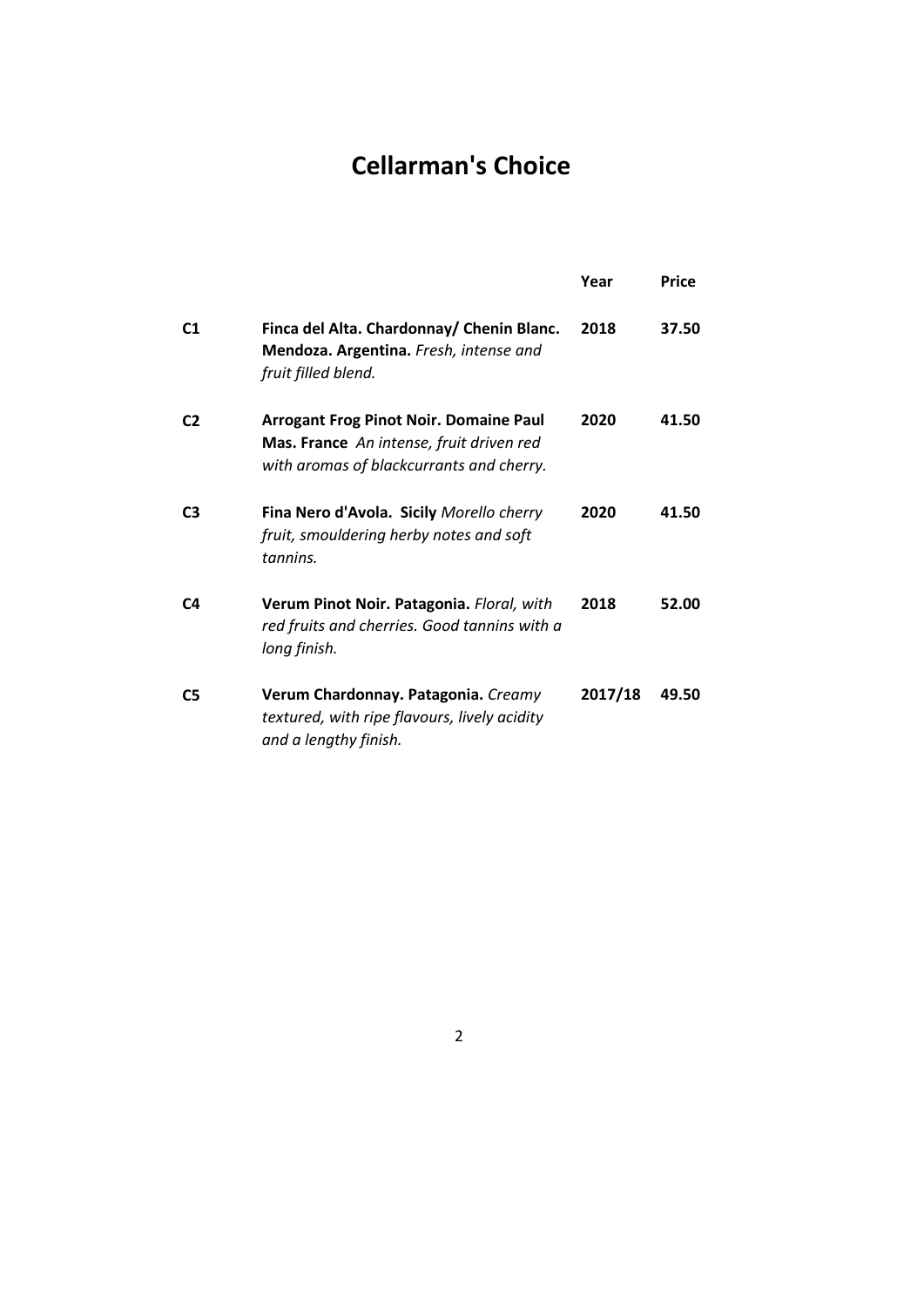# Cellarman's Choice

| | | Year | Price |
|---|---|---|---|
| C1 | **Finca del Alta. Chardonnay/ Chenin Blanc. Mendoza. Argentina.** *Fresh, intense and fruit filled blend.* | 2018 | 37.50 |
| C2 | **Arrogant Frog Pinot Noir. Domaine Paul Mas. France** *An intense, fruit driven red with aromas of blackcurrants and cherry.* | 2020 | 41.50 |
| C3 | **Fina Nero d'Avola. Sicily** *Morello cherry fruit, smouldering herby notes and soft tannins.* | 2020 | 41.50 |
| C4 | **Verum Pinot Noir. Patagonia.** *Floral, with red fruits and cherries. Good tannins with a long finish.* | 2018 | 52.00 |
| C5 | **Verum Chardonnay. Patagonia.** *Creamy textured, with ripe flavours, lively acidity and a lengthy finish.* | 2017/18 | 49.50 |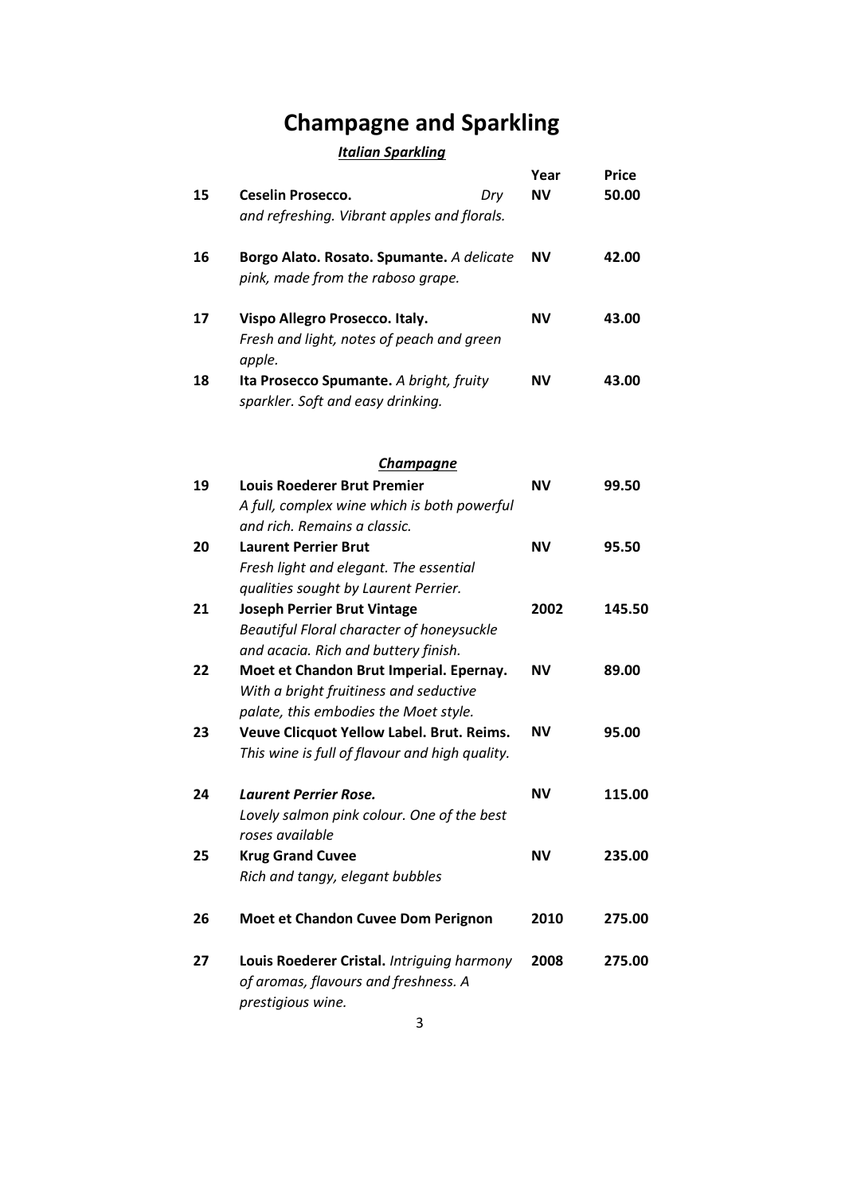# Champagne and Sparkling

### *Italian Sparkling*

| | | Year | Price |
|---|---|---|---|
| 15 | **Ceselin Prosecco.** *Dry and refreshing. Vibrant apples and florals.* | **NV** | **50.00** |
| 16 | **Borgo Alato. Rosato. Spumante.** *A delicate pink, made from the raboso grape.* | **NV** | **42.00** |
| 17 | **Vispo Allegro Prosecco. Italy.** *Fresh and light, notes of peach and green apple.* | **NV** | **43.00** |
| 18 | **Ita Prosecco Spumante.** *A bright, fruity sparkler. Soft and easy drinking.* | **NV** | **43.00** |

### *Champagne*

| | | Year | Price |
|---|---|---|---|
| 19 | **Louis Roederer Brut Premier** *A full, complex wine which is both powerful and rich. Remains a classic.* | **NV** | **99.50** |
| 20 | **Laurent Perrier Brut** *Fresh light and elegant. The essential qualities sought by Laurent Perrier.* | **NV** | **95.50** |
| 21 | **Joseph Perrier Brut Vintage** *Beautiful Floral character of honeysuckle and acacia. Rich and buttery finish.* | **2002** | **145.50** |
| 22 | **Moet et Chandon Brut Imperial. Epernay.** *With a bright fruitiness and seductive palate, this embodies the Moet style.* | **NV** | **89.00** |
| 23 | **Veuve Clicquot Yellow Label. Brut. Reims.** *This wine is full of flavour and high quality.* | **NV** | **95.00** |
| 24 | ***Laurent Perrier Rose.*** *Lovely salmon pink colour. One of the best roses available* | **NV** | **115.00** |
| 25 | **Krug Grand Cuvee** *Rich and tangy, elegant bubbles* | **NV** | **235.00** |
| 26 | **Moet et Chandon Cuvee Dom Perignon** | **2010** | **275.00** |
| 27 | **Louis Roederer Cristal.** *Intriguing harmony of aromas, flavours and freshness. A prestigious wine.* | **2008** | **275.00** |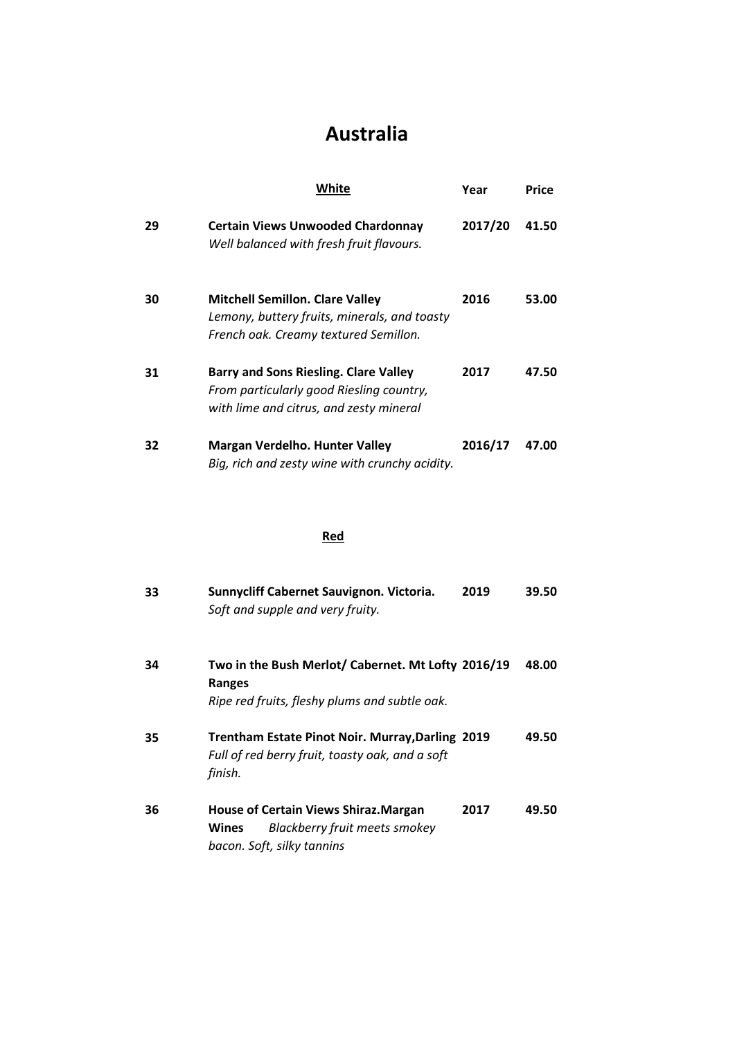# Australia

| | White | Year | Price |
|---|---|---|---|
| 29 | **Certain Views Unwooded Chardonnay**<br>*Well balanced with fresh fruit flavours.* | 2017/20 | 41.50 |
| 30 | **Mitchell Semillon. Clare Valley**<br>*Lemony, buttery fruits, minerals, and toasty French oak. Creamy textured Semillon.* | 2016 | 53.00 |
| 31 | **Barry and Sons Riesling. Clare Valley**<br>*From particularly good Riesling country, with lime and citrus, and zesty mineral* | 2017 | 47.50 |
| 32 | **Margan Verdelho. Hunter Valley**<br>*Big, rich and zesty wine with crunchy acidity.* | 2016/17 | 47.00 |

| | Red | Year | Price |
|---|---|---|---|
| 33 | **Sunnycliff Cabernet Sauvignon. Victoria.**<br>*Soft and supple and very fruity.* | 2019 | 39.50 |
| 34 | **Two in the Bush Merlot/ Cabernet. Mt Lofty Ranges**<br>*Ripe red fruits, fleshy plums and subtle oak.* | 2016/19 | 48.00 |
| 35 | **Trentham Estate Pinot Noir. Murray,Darling**<br>*Full of red berry fruit, toasty oak, and a soft finish.* | 2019 | 49.50 |
| 36 | **House of Certain Views Shiraz.Margan Wines** *Blackberry fruit meets smokey bacon. Soft, silky tannins* | 2017 | 49.50 |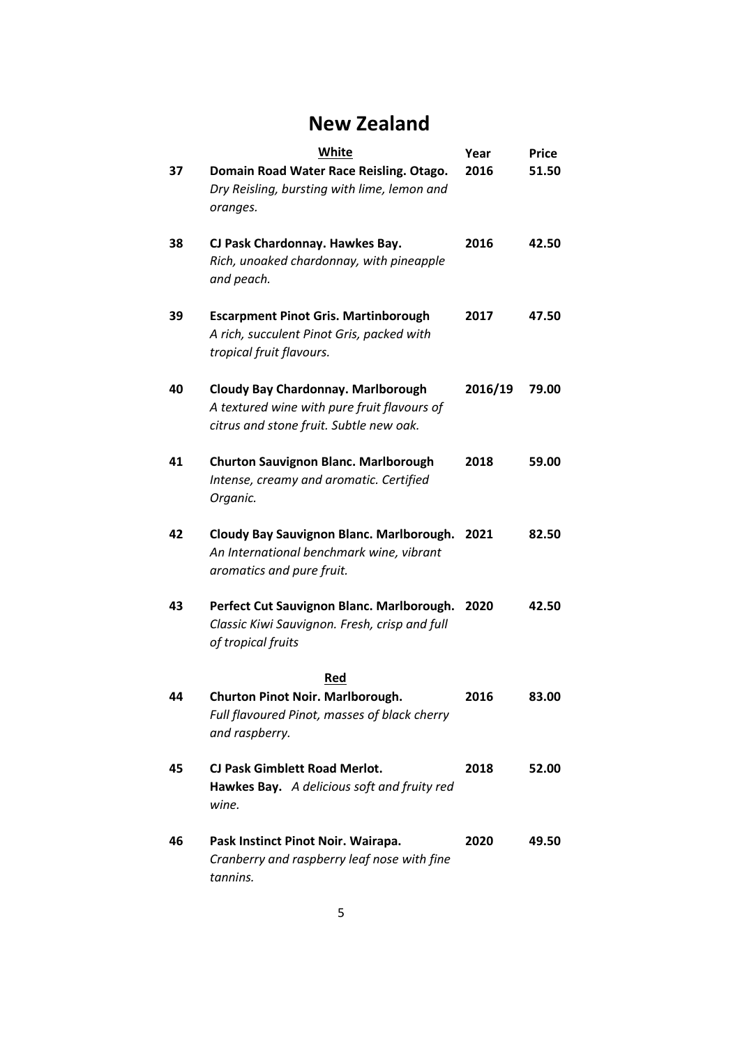# New Zealand

| | White | Year | Price |
|---|---|---|---|
| 37 | **Domain Road Water Race Reisling. Otago.** *Dry Reisling, bursting with lime, lemon and oranges.* | 2016 | 51.50 |
| 38 | **CJ Pask Chardonnay. Hawkes Bay.** *Rich, unoaked chardonnay, with pineapple and peach.* | 2016 | 42.50 |
| 39 | **Escarpment Pinot Gris. Martinborough** *A rich, succulent Pinot Gris, packed with tropical fruit flavours.* | 2017 | 47.50 |
| 40 | **Cloudy Bay Chardonnay. Marlborough** *A textured wine with pure fruit flavours of citrus and stone fruit. Subtle new oak.* | 2016/19 | 79.00 |
| 41 | **Churton Sauvignon Blanc. Marlborough** *Intense, creamy and aromatic. Certified Organic.* | 2018 | 59.00 |
| 42 | **Cloudy Bay Sauvignon Blanc. Marlborough.** *An International benchmark wine, vibrant aromatics and pure fruit.* | 2021 | 82.50 |
| 43 | **Perfect Cut Sauvignon Blanc. Marlborough.** *Classic Kiwi Sauvignon. Fresh, crisp and full of tropical fruits* | 2020 | 42.50 |
| | **Red** | | |
| 44 | **Churton Pinot Noir. Marlborough.** *Full flavoured Pinot, masses of black cherry and raspberry.* | 2016 | 83.00 |
| 45 | **CJ Pask Gimblett Road Merlot. Hawkes Bay.** *A delicious soft and fruity red wine.* | 2018 | 52.00 |
| 46 | **Pask Instinct Pinot Noir. Wairapa.** *Cranberry and raspberry leaf nose with fine tannins.* | 2020 | 49.50 |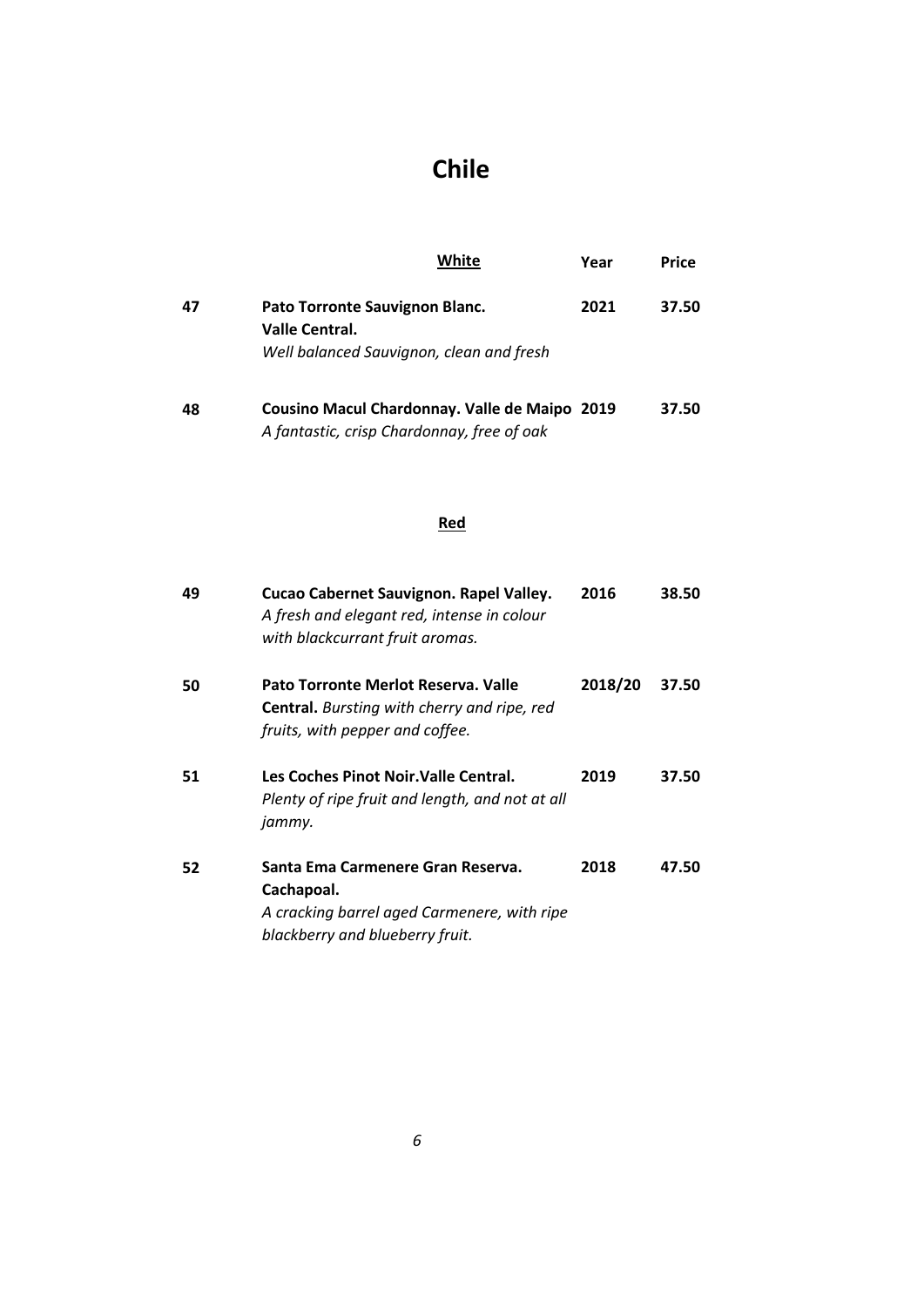# Chile

| | White | Year | Price |
|---|---|---|---|
| 47 | **Pato Torronte Sauvignon Blanc. Valle Central.** *Well balanced Sauvignon, clean and fresh* | **2021** | **37.50** |
| 48 | **Cousino Macul Chardonnay. Valle de Maipo** *A fantastic, crisp Chardonnay, free of oak* | **2019** | **37.50** |

| | Red | | |
|---|---|---|---|
| 49 | **Cucao Cabernet Sauvignon. Rapel Valley.** *A fresh and elegant red, intense in colour with blackcurrant fruit aromas.* | **2016** | **38.50** |
| 50 | **Pato Torronte Merlot Reserva. Valle Central.** *Bursting with cherry and ripe, red fruits, with pepper and coffee.* | **2018/20** | **37.50** |
| 51 | **Les Coches Pinot Noir.Valle Central.** *Plenty of ripe fruit and length, and not at all jammy.* | **2019** | **37.50** |
| 52 | **Santa Ema Carmenere Gran Reserva. Cachapoal.** *A cracking barrel aged Carmenere, with ripe blackberry and blueberry fruit.* | **2018** | **47.50** |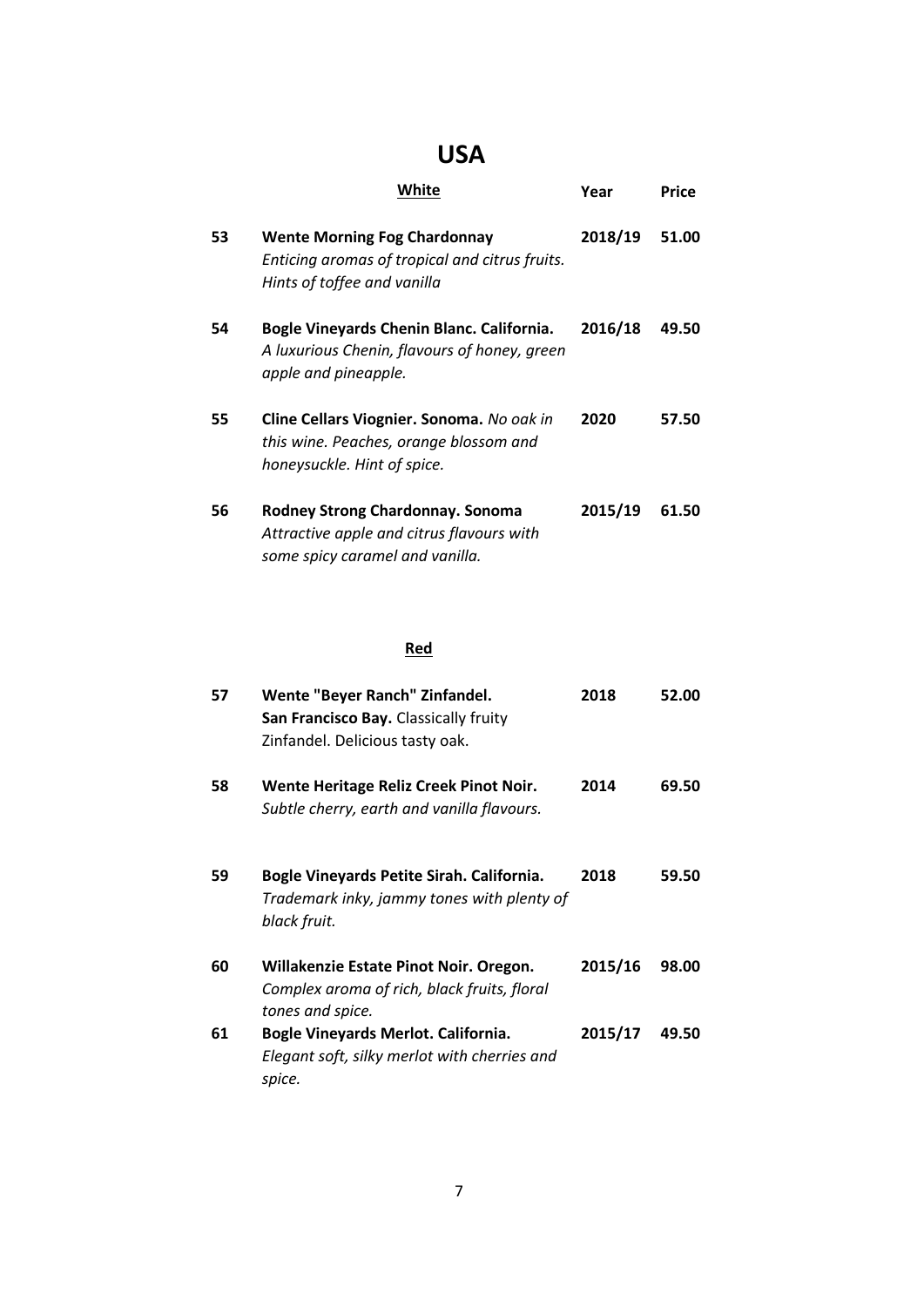# USA

| | White | Year | Price |
|---|---|---|---|
| 53 | **Wente Morning Fog Chardonnay** *Enticing aromas of tropical and citrus fruits. Hints of toffee and vanilla* | 2018/19 | 51.00 |
| 54 | **Bogle Vineyards Chenin Blanc. California.** *A luxurious Chenin, flavours of honey, green apple and pineapple.* | 2016/18 | 49.50 |
| 55 | **Cline Cellars Viognier. Sonoma.** *No oak in this wine. Peaches, orange blossom and honeysuckle. Hint of spice.* | 2020 | 57.50 |
| 56 | **Rodney Strong Chardonnay. Sonoma** *Attractive apple and citrus flavours with some spicy caramel and vanilla.* | 2015/19 | 61.50 |

| | Red | | |
|---|---|---|---|
| 57 | **Wente "Beyer Ranch" Zinfandel. San Francisco Bay.** Classically fruity Zinfandel. Delicious tasty oak. | 2018 | 52.00 |
| 58 | **Wente Heritage Reliz Creek Pinot Noir.** *Subtle cherry, earth and vanilla flavours.* | 2014 | 69.50 |
| 59 | **Bogle Vineyards Petite Sirah. California.** *Trademark inky, jammy tones with plenty of black fruit.* | 2018 | 59.50 |
| 60 | **Willakenzie Estate Pinot Noir. Oregon.** *Complex aroma of rich, black fruits, floral tones and spice.* | 2015/16 | 98.00 |
| 61 | **Bogle Vineyards Merlot. California.** *Elegant soft, silky merlot with cherries and spice.* | 2015/17 | 49.50 |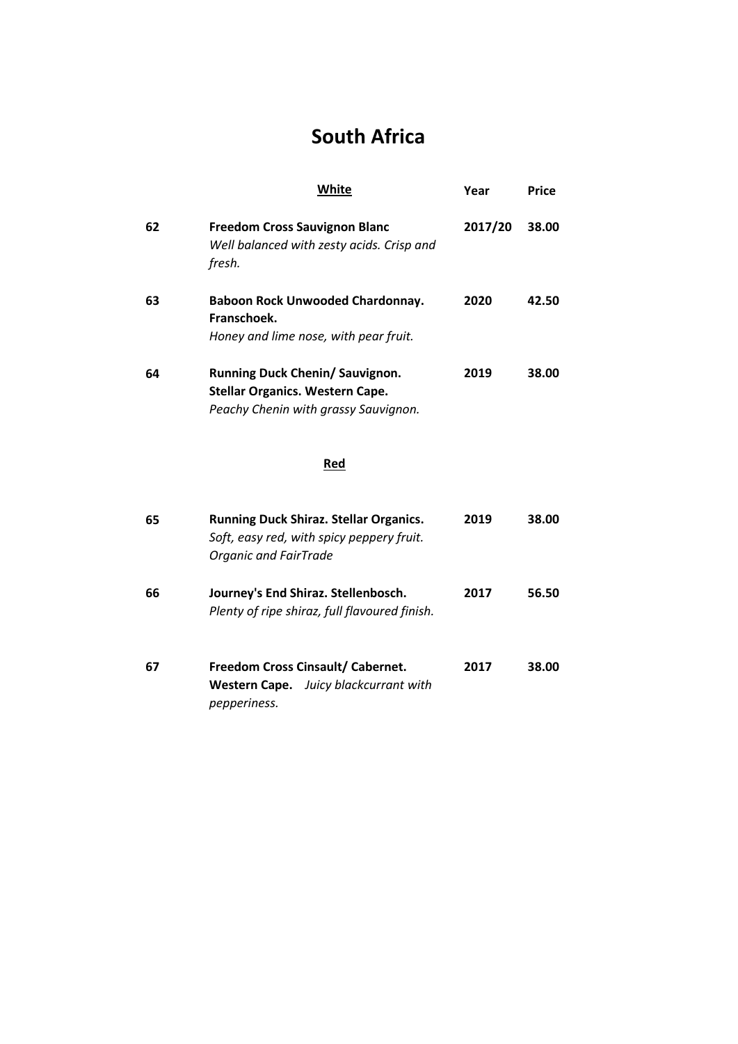# South Africa

| | **White** | **Year** | **Price** |
|---|---|---|---|
| **62** | **Freedom Cross Sauvignon Blanc** *Well balanced with zesty acids. Crisp and fresh.* | **2017/20** | **38.00** |
| **63** | **Baboon Rock Unwooded Chardonnay. Franschoek.** *Honey and lime nose, with pear fruit.* | **2020** | **42.50** |
| **64** | **Running Duck Chenin/ Sauvignon. Stellar Organics. Western Cape.** *Peachy Chenin with grassy Sauvignon.* | **2019** | **38.00** |

| | **Red** | **Year** | **Price** |
|---|---|---|---|
| **65** | **Running Duck Shiraz. Stellar Organics.** *Soft, easy red, with spicy peppery fruit. Organic and FairTrade* | **2019** | **38.00** |
| **66** | **Journey's End Shiraz. Stellenbosch.** *Plenty of ripe shiraz, full flavoured finish.* | **2017** | **56.50** |
| **67** | **Freedom Cross Cinsault/ Cabernet. Western Cape.** *Juicy blackcurrant with pepperiness.* | **2017** | **38.00** |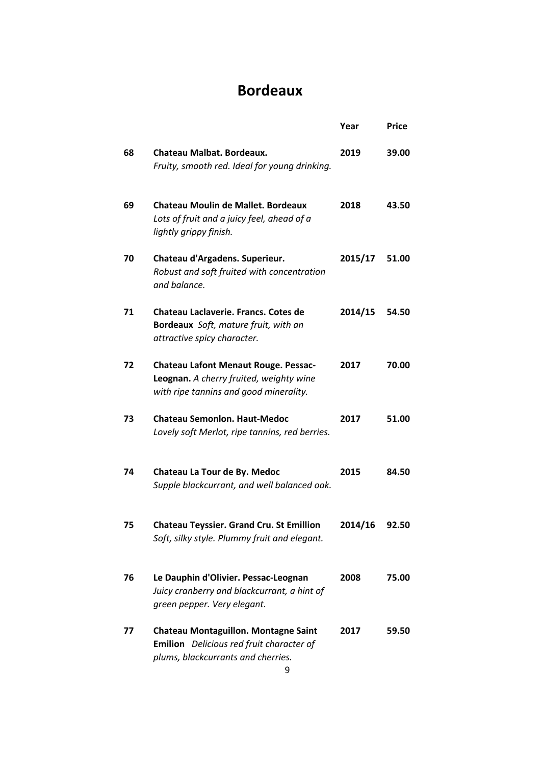# Bordeaux

| | | Year | Price |
|---|---|---|---|
| 68 | **Chateau Malbat. Bordeaux.** *Fruity, smooth red. Ideal for young drinking.* | 2019 | 39.00 |
| 69 | **Chateau Moulin de Mallet. Bordeaux** *Lots of fruit and a juicy feel, ahead of a lightly grippy finish.* | 2018 | 43.50 |
| 70 | **Chateau d'Argadens. Superieur.** *Robust and soft fruited with concentration and balance.* | 2015/17 | 51.00 |
| 71 | **Chateau Laclaverie. Francs. Cotes de Bordeaux** *Soft, mature fruit, with an attractive spicy character.* | 2014/15 | 54.50 |
| 72 | **Chateau Lafont Menaut Rouge. Pessac-Leognan.** *A cherry fruited, weighty wine with ripe tannins and good minerality.* | 2017 | 70.00 |
| 73 | **Chateau Semonlon. Haut-Medoc** *Lovely soft Merlot, ripe tannins, red berries.* | 2017 | 51.00 |
| 74 | **Chateau La Tour de By. Medoc** *Supple blackcurrant, and well balanced oak.* | 2015 | 84.50 |
| 75 | **Chateau Teyssier. Grand Cru. St Emillion** *Soft, silky style. Plummy fruit and elegant.* | 2014/16 | 92.50 |
| 76 | **Le Dauphin d'Olivier. Pessac-Leognan** *Juicy cranberry and blackcurrant, a hint of green pepper. Very elegant.* | 2008 | 75.00 |
| 77 | **Chateau Montaguillon. Montagne Saint Emilion** *Delicious red fruit character of plums, blackcurrants and cherries.* | 2017 | 59.50 |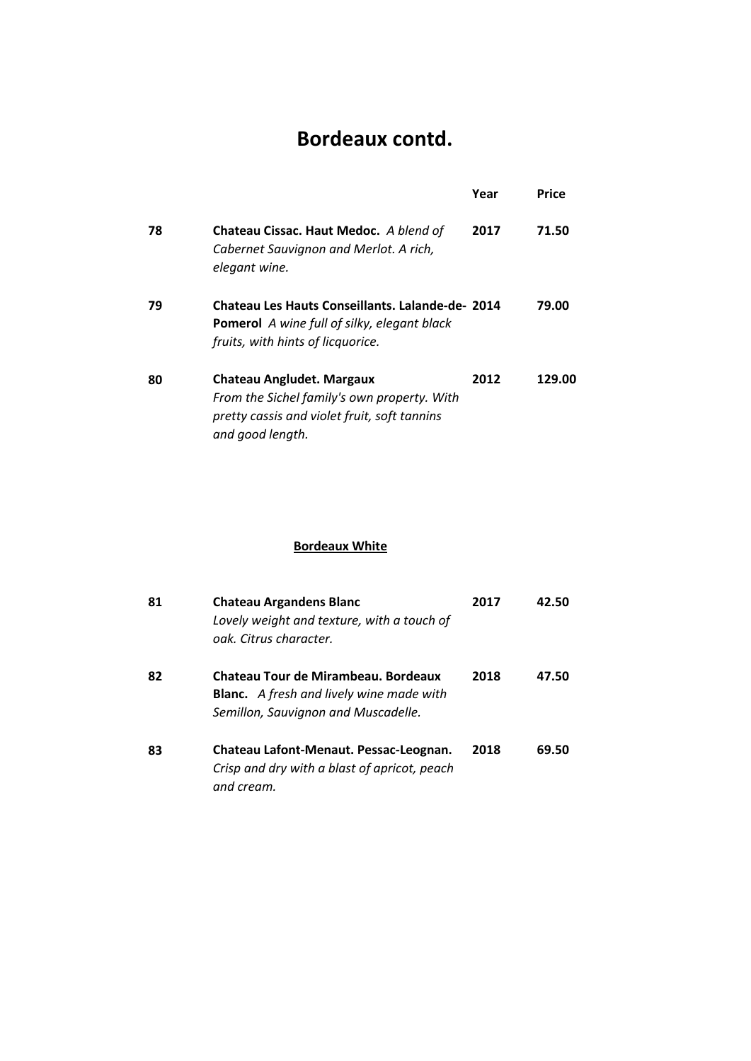# Bordeaux contd.

| | | Year | Price |
|---|---|---|---|
| 78 | **Chateau Cissac. Haut Medoc.** *A blend of Cabernet Sauvignon and Merlot. A rich, elegant wine.* | **2017** | **71.50** |
| 79 | **Chateau Les Hauts Conseillants. Lalande-de-Pomerol** *A wine full of silky, elegant black fruits, with hints of licquorice.* | **2014** | **79.00** |
| 80 | **Chateau Angludet. Margaux** *From the Sichel family's own property. With pretty cassis and violet fruit, soft tannins and good length.* | **2012** | **129.00** |

## Bordeaux White

| | | Year | Price |
|---|---|---|---|
| 81 | **Chateau Argandens Blanc** *Lovely weight and texture, with a touch of oak. Citrus character.* | **2017** | **42.50** |
| 82 | **Chateau Tour de Mirambeau. Bordeaux Blanc.** *A fresh and lively wine made with Semillon, Sauvignon and Muscadelle.* | **2018** | **47.50** |
| 83 | **Chateau Lafont-Menaut. Pessac-Leognan.** *Crisp and dry with a blast of apricot, peach and cream.* | **2018** | **69.50** |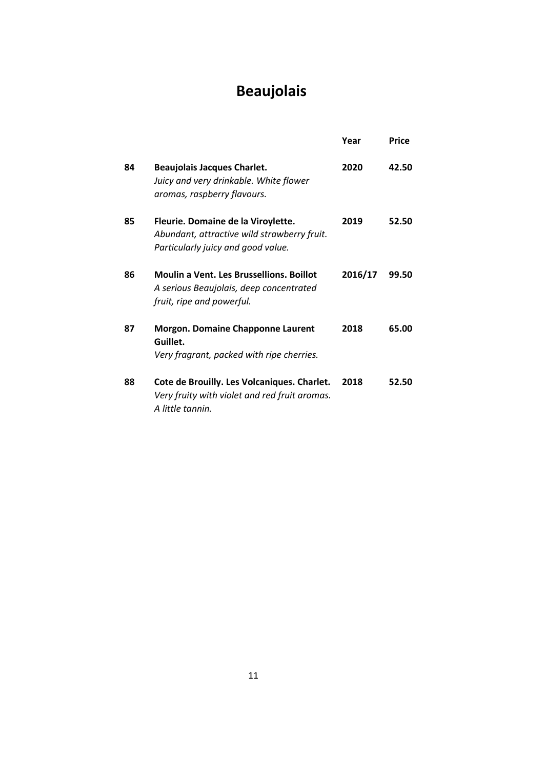# Beaujolais

| | | Year | Price |
|---|---|---|---|
| 84 | **Beaujolais Jacques Charlet.** *Juicy and very drinkable. White flower aromas, raspberry flavours.* | **2020** | **42.50** |
| 85 | **Fleurie. Domaine de la Viroylette.** *Abundant, attractive wild strawberry fruit. Particularly juicy and good value.* | **2019** | **52.50** |
| 86 | **Moulin a Vent. Les Brussellions. Boillot** *A serious Beaujolais, deep concentrated fruit, ripe and powerful.* | **2016/17** | **99.50** |
| 87 | **Morgon. Domaine Chapponne Laurent Guillet.** *Very fragrant, packed with ripe cherries.* | **2018** | **65.00** |
| 88 | **Cote de Brouilly. Les Volcaniques. Charlet.** *Very fruity with violet and red fruit aromas. A little tannin.* | **2018** | **52.50** |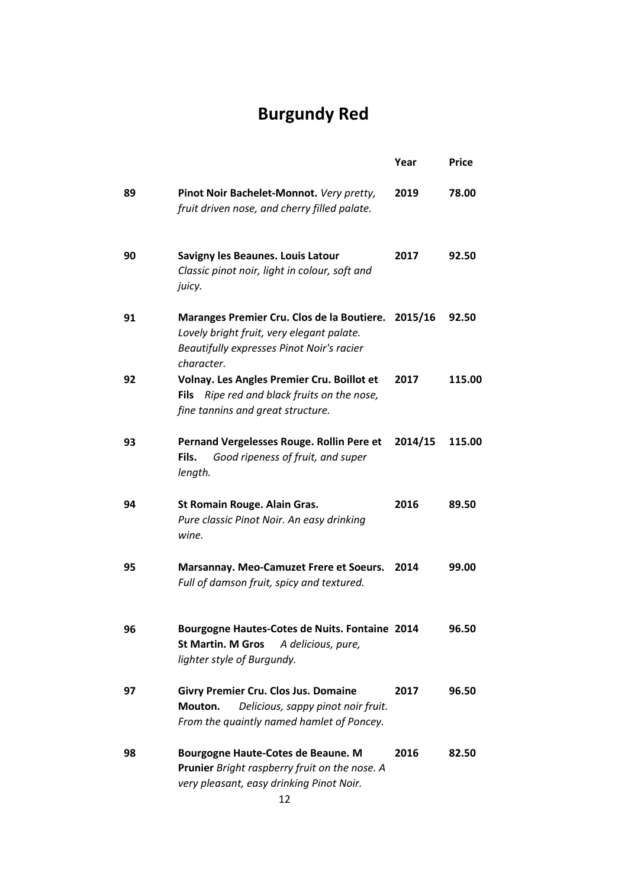# Burgundy Red

| | | Year | Price |
|---|---|---|---|
| 89 | **Pinot Noir Bachelet-Monnot.** *Very pretty, fruit driven nose, and cherry filled palate.* | **2019** | **78.00** |
| 90 | **Savigny les Beaunes. Louis Latour** *Classic pinot noir, light in colour, soft and juicy.* | **2017** | **92.50** |
| 91 | **Maranges Premier Cru. Clos de la Boutiere.** *Lovely bright fruit, very elegant palate. Beautifully expresses Pinot Noir's racier character.* | **2015/16** | **92.50** |
| 92 | **Volnay. Les Angles Premier Cru. Boillot et Fils** *Ripe red and black fruits on the nose, fine tannins and great structure.* | **2017** | **115.00** |
| 93 | **Pernand Vergelesses Rouge. Rollin Pere et Fils.** *Good ripeness of fruit, and super length.* | **2014/15** | **115.00** |
| 94 | **St Romain Rouge. Alain Gras.** *Pure classic Pinot Noir. An easy drinking wine.* | **2016** | **89.50** |
| 95 | **Marsannay. Meo-Camuzet Frere et Soeurs.** *Full of damson fruit, spicy and textured.* | **2014** | **99.00** |
| 96 | **Bourgogne Hautes-Cotes de Nuits. Fontaine St Martin. M Gros** *A delicious, pure, lighter style of Burgundy.* | **2014** | **96.50** |
| 97 | **Givry Premier Cru. Clos Jus. Domaine Mouton.** *Delicious, sappy pinot noir fruit. From the quaintly named hamlet of Poncey.* | **2017** | **96.50** |
| 98 | **Bourgogne Haute-Cotes de Beaune. M Prunier** *Bright raspberry fruit on the nose. A very pleasant, easy drinking Pinot Noir.* | **2016** | **82.50** |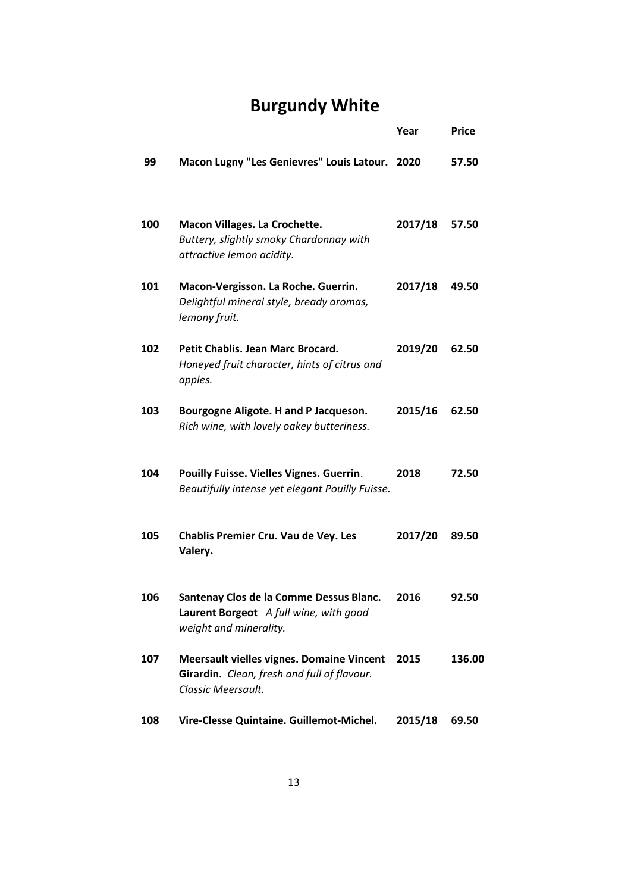# Burgundy White

| | | Year | Price |
|---|---|---|---|
| 99 | **Macon Lugny "Les Genievres" Louis Latour.** | **2020** | **57.50** |
| 100 | **Macon Villages. La Crochette.** *Buttery, slightly smoky Chardonnay with attractive lemon acidity.* | **2017/18** | **57.50** |
| 101 | **Macon-Vergisson. La Roche. Guerrin.** *Delightful mineral style, bready aromas, lemony fruit.* | **2017/18** | **49.50** |
| 102 | **Petit Chablis. Jean Marc Brocard.** *Honeyed fruit character, hints of citrus and apples.* | **2019/20** | **62.50** |
| 103 | **Bourgogne Aligote. H and P Jacqueson.** *Rich wine, with lovely oakey butteriness.* | **2015/16** | **62.50** |
| 104 | **Pouilly Fuisse. Vielles Vignes. Guerrin**. *Beautifully intense yet elegant Pouilly Fuisse.* | **2018** | **72.50** |
| 105 | **Chablis Premier Cru. Vau de Vey. Les Valery.** | **2017/20** | **89.50** |
| 106 | **Santenay Clos de la Comme Dessus Blanc. Laurent Borgeot** *A full wine, with good weight and minerality.* | **2016** | **92.50** |
| 107 | **Meersault vielles vignes. Domaine Vincent Girardin.** *Clean, fresh and full of flavour. Classic Meersault.* | **2015** | **136.00** |
| 108 | **Vire-Clesse Quintaine. Guillemot-Michel.** | **2015/18** | **69.50** |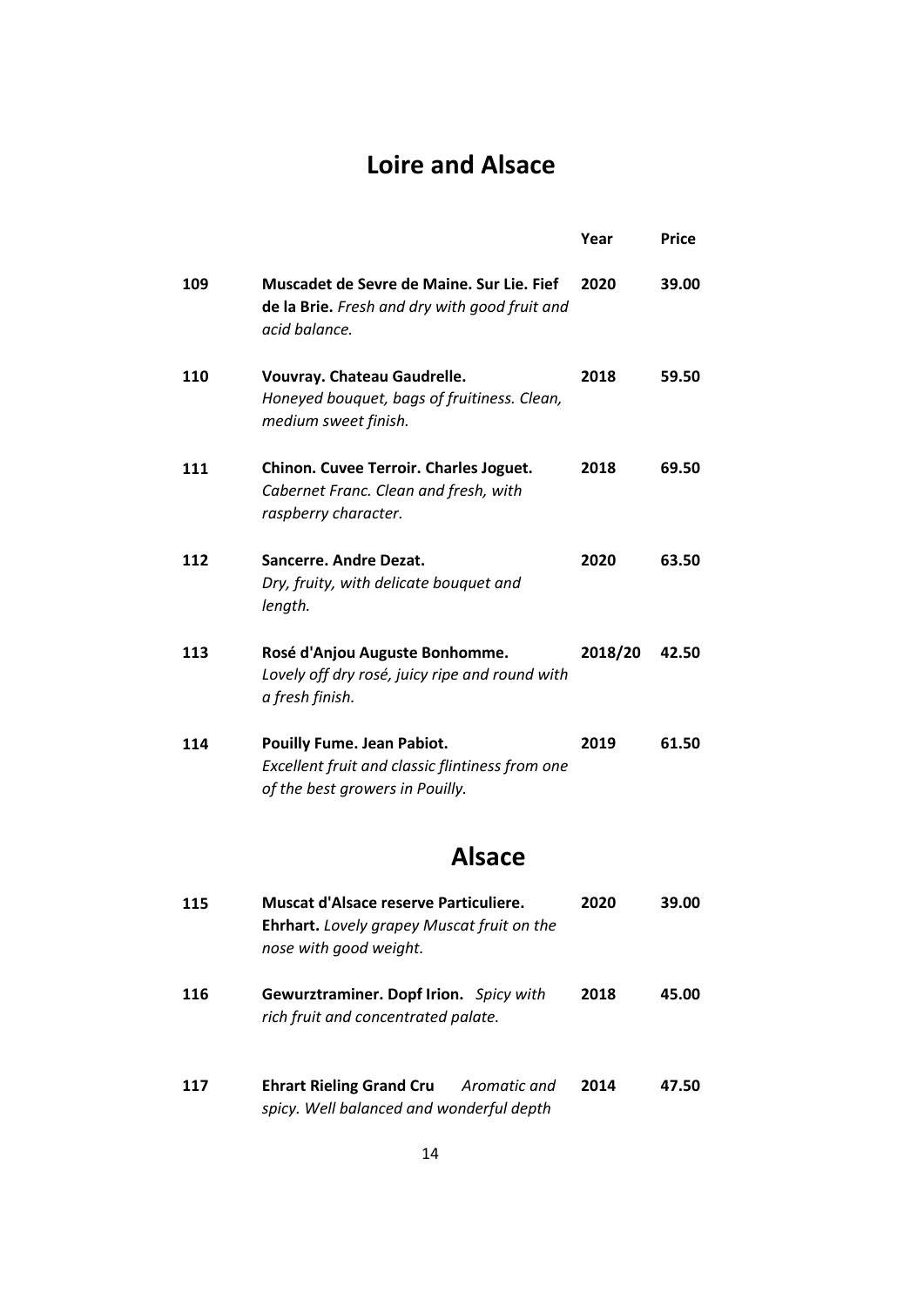# Loire and Alsace

| | | Year | Price |
|---|---|---|---|
| 109 | **Muscadet de Sevre de Maine. Sur Lie. Fief de la Brie.** *Fresh and dry with good fruit and acid balance.* | 2020 | 39.00 |
| 110 | **Vouvray. Chateau Gaudrelle.** *Honeyed bouquet, bags of fruitiness. Clean, medium sweet finish.* | 2018 | 59.50 |
| 111 | **Chinon. Cuvee Terroir. Charles Joguet.** *Cabernet Franc. Clean and fresh, with raspberry character.* | 2018 | 69.50 |
| 112 | **Sancerre. Andre Dezat.** *Dry, fruity, with delicate bouquet and length.* | 2020 | 63.50 |
| 113 | **Rosé d'Anjou Auguste Bonhomme.** *Lovely off dry rosé, juicy ripe and round with a fresh finish.* | 2018/20 | 42.50 |
| 114 | **Pouilly Fume. Jean Pabiot.** *Excellent fruit and classic flintiness from one of the best growers in Pouilly.* | 2019 | 61.50 |

## Alsace

| | | | |
|---|---|---|---|
| 115 | **Muscat d'Alsace reserve Particuliere. Ehrhart.** *Lovely grapey Muscat fruit on the nose with good weight.* | 2020 | 39.00 |
| 116 | **Gewurztraminer. Dopf Irion.** *Spicy with rich fruit and concentrated palate.* | 2018 | 45.00 |
| 117 | **Ehrart Rieling Grand Cru** *Aromatic and spicy. Well balanced and wonderful depth* | 2014 | 47.50 |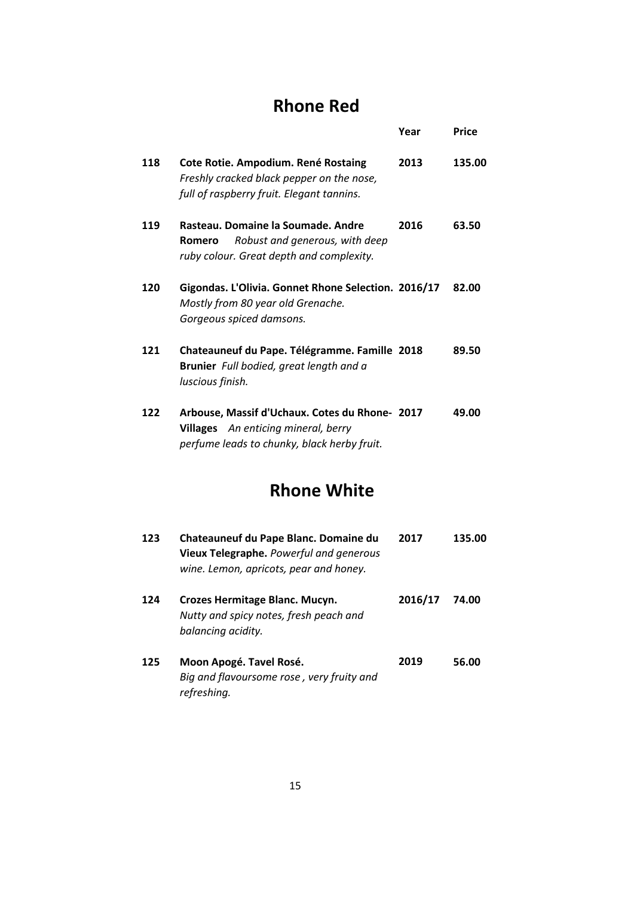## Rhone Red

| | | Year | Price |
|---|---|---|---|
| 118 | **Cote Rotie. Ampodium. René Rostaing** *Freshly cracked black pepper on the nose, full of raspberry fruit. Elegant tannins.* | **2013** | **135.00** |
| 119 | **Rasteau. Domaine la Soumade. Andre Romero** *Robust and generous, with deep ruby colour. Great depth and complexity.* | **2016** | **63.50** |
| 120 | **Gigondas. L'Olivia. Gonnet Rhone Selection.** *Mostly from 80 year old Grenache. Gorgeous spiced damsons.* | **2016/17** | **82.00** |
| 121 | **Chateauneuf du Pape. Télégramme. Famille Brunier** *Full bodied, great length and a luscious finish.* | **2018** | **89.50** |
| 122 | **Arbouse, Massif d'Uchaux. Cotes du Rhone-Villages** *An enticing mineral, berry perfume leads to chunky, black herby fruit.* | **2017** | **49.00** |

## Rhone White

| | | Year | Price |
|---|---|---|---|
| 123 | **Chateauneuf du Pape Blanc. Domaine du Vieux Telegraphe.** *Powerful and generous wine. Lemon, apricots, pear and honey.* | **2017** | **135.00** |
| 124 | **Crozes Hermitage Blanc. Mucyn.** *Nutty and spicy notes, fresh peach and balancing acidity.* | **2016/17** | **74.00** |
| 125 | **Moon Apogé. Tavel Rosé.** *Big and flavoursome rose , very fruity and refreshing.* | **2019** | **56.00** |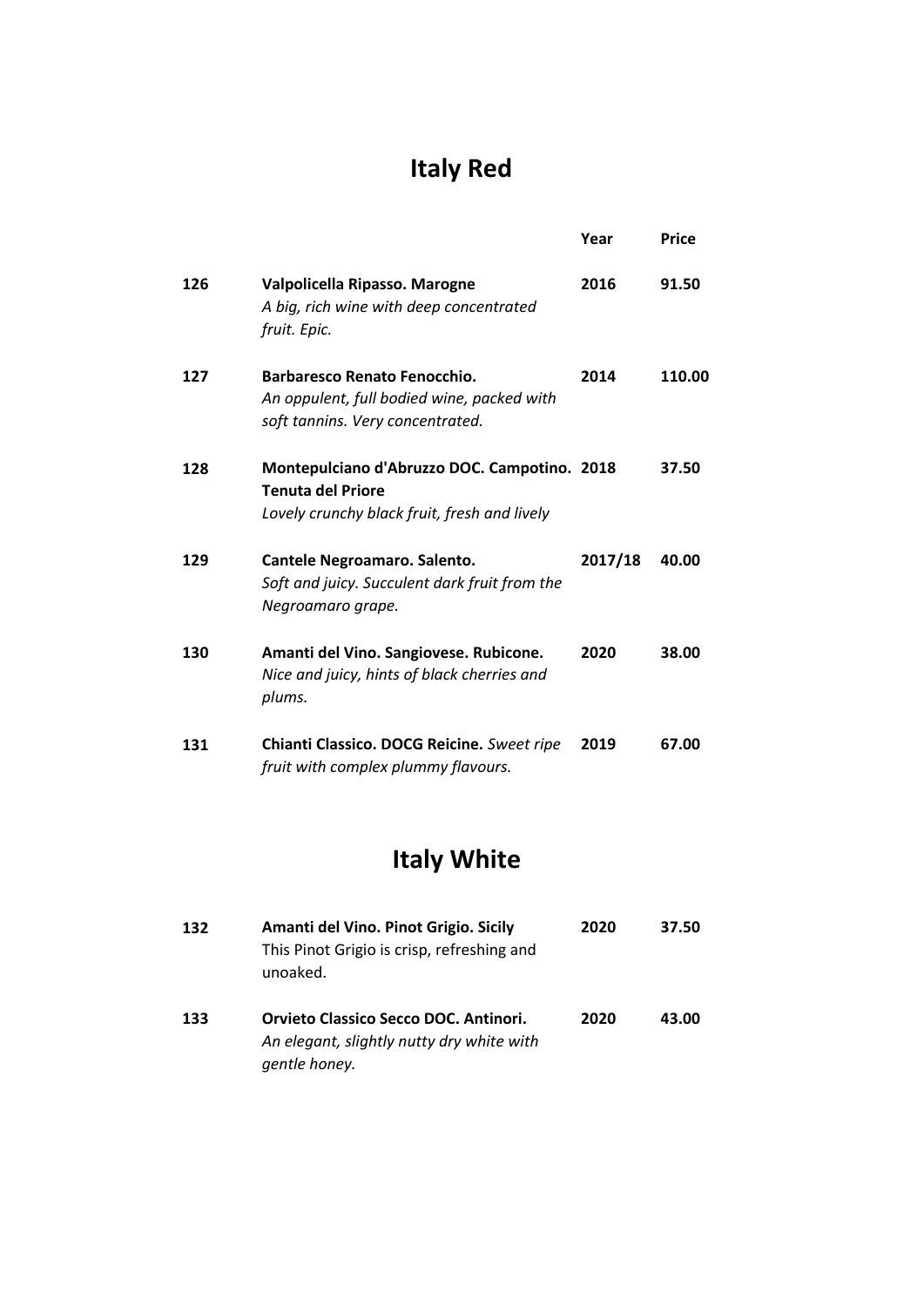# Italy Red

| | | Year | Price |
|---|---|---|---|
| 126 | **Valpolicella Ripasso. Marogne** *A big, rich wine with deep concentrated fruit. Epic.* | **2016** | **91.50** |
| 127 | **Barbaresco Renato Fenocchio.** *An oppulent, full bodied wine, packed with soft tannins. Very concentrated.* | **2014** | **110.00** |
| 128 | **Montepulciano d'Abruzzo DOC. Campotino. Tenuta del Priore** *Lovely crunchy black fruit, fresh and lively* | **2018** | **37.50** |
| 129 | **Cantele Negroamaro. Salento.** *Soft and juicy. Succulent dark fruit from the Negroamaro grape.* | **2017/18** | **40.00** |
| 130 | **Amanti del Vino. Sangiovese. Rubicone.** *Nice and juicy, hints of black cherries and plums.* | **2020** | **38.00** |
| 131 | **Chianti Classico. DOCG Reicine.** *Sweet ripe fruit with complex plummy flavours.* | **2019** | **67.00** |

# Italy White

| | | | |
|---|---|---|---|
| 132 | **Amanti del Vino. Pinot Grigio. Sicily** This Pinot Grigio is crisp, refreshing and unoaked. | **2020** | **37.50** |
| 133 | **Orvieto Classico Secco DOC. Antinori.** *An elegant, slightly nutty dry white with gentle honey.* | **2020** | **43.00** |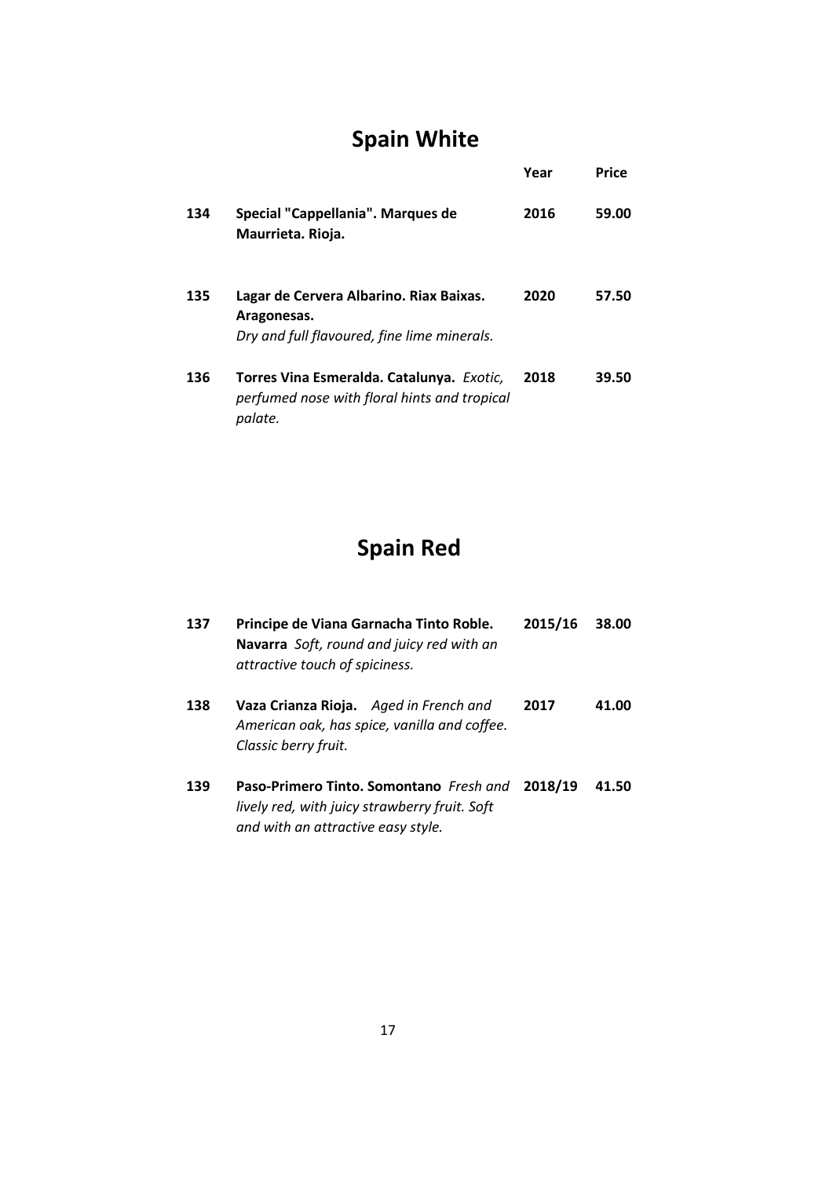# Spain White

| | | Year | Price |
|---|---|---|---|
| 134 | **Special "Cappellania". Marques de Maurrieta. Rioja.** | **2016** | **59.00** |
| 135 | **Lagar de Cervera Albarino. Riax Baixas. Aragonesas.** *Dry and full flavoured, fine lime minerals.* | **2020** | **57.50** |
| 136 | **Torres Vina Esmeralda. Catalunya.** *Exotic, perfumed nose with floral hints and tropical palate.* | **2018** | **39.50** |

# Spain Red

| | | Year | Price |
|---|---|---|---|
| 137 | **Principe de Viana Garnacha Tinto Roble. Navarra** *Soft, round and juicy red with an attractive touch of spiciness.* | **2015/16** | **38.00** |
| 138 | **Vaza Crianza Rioja.** *Aged in French and American oak, has spice, vanilla and coffee. Classic berry fruit.* | **2017** | **41.00** |
| 139 | **Paso-Primero Tinto. Somontano** *Fresh and lively red, with juicy strawberry fruit. Soft and with an attractive easy style.* | **2018/19** | **41.50** |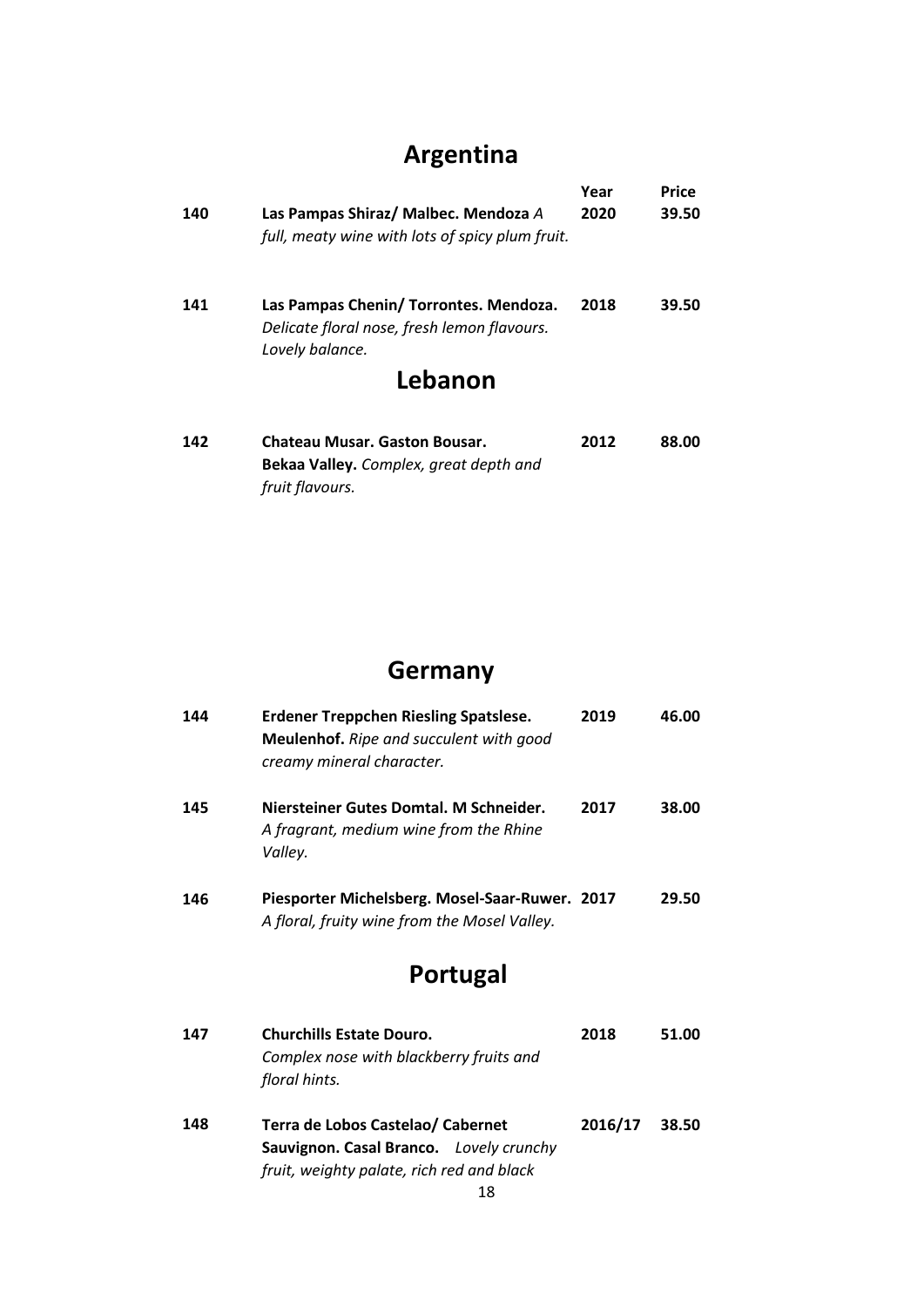## Argentina

| | | Year | Price |
|---|---|---|---|
| 140 | **Las Pampas Shiraz/ Malbec. Mendoza** *A full, meaty wine with lots of spicy plum fruit.* | **2020** | **39.50** |
| 141 | **Las Pampas Chenin/ Torrontes. Mendoza.** *Delicate floral nose, fresh lemon flavours. Lovely balance.* | **2018** | **39.50** |

## Lebanon

| | | | |
|---|---|---|---|
| 142 | **Chateau Musar. Gaston Bousar. Bekaa Valley.** *Complex, great depth and fruit flavours.* | **2012** | **88.00** |

## Germany

| | | | |
|---|---|---|---|
| 144 | **Erdener Treppchen Riesling Spatslese. Meulenhof.** *Ripe and succulent with good creamy mineral character.* | **2019** | **46.00** |
| 145 | **Niersteiner Gutes Domtal. M Schneider.** *A fragrant, medium wine from the Rhine Valley.* | **2017** | **38.00** |
| 146 | **Piesporter Michelsberg. Mosel-Saar-Ruwer.** *A floral, fruity wine from the Mosel Valley.* | **2017** | **29.50** |

## Portugal

| | | | |
|---|---|---|---|
| 147 | **Churchills Estate Douro.** *Complex nose with blackberry fruits and floral hints.* | **2018** | **51.00** |
| 148 | **Terra de Lobos Castelao/ Cabernet Sauvignon. Casal Branco.** *Lovely crunchy fruit, weighty palate, rich red and black* | **2016/17** | **38.50** |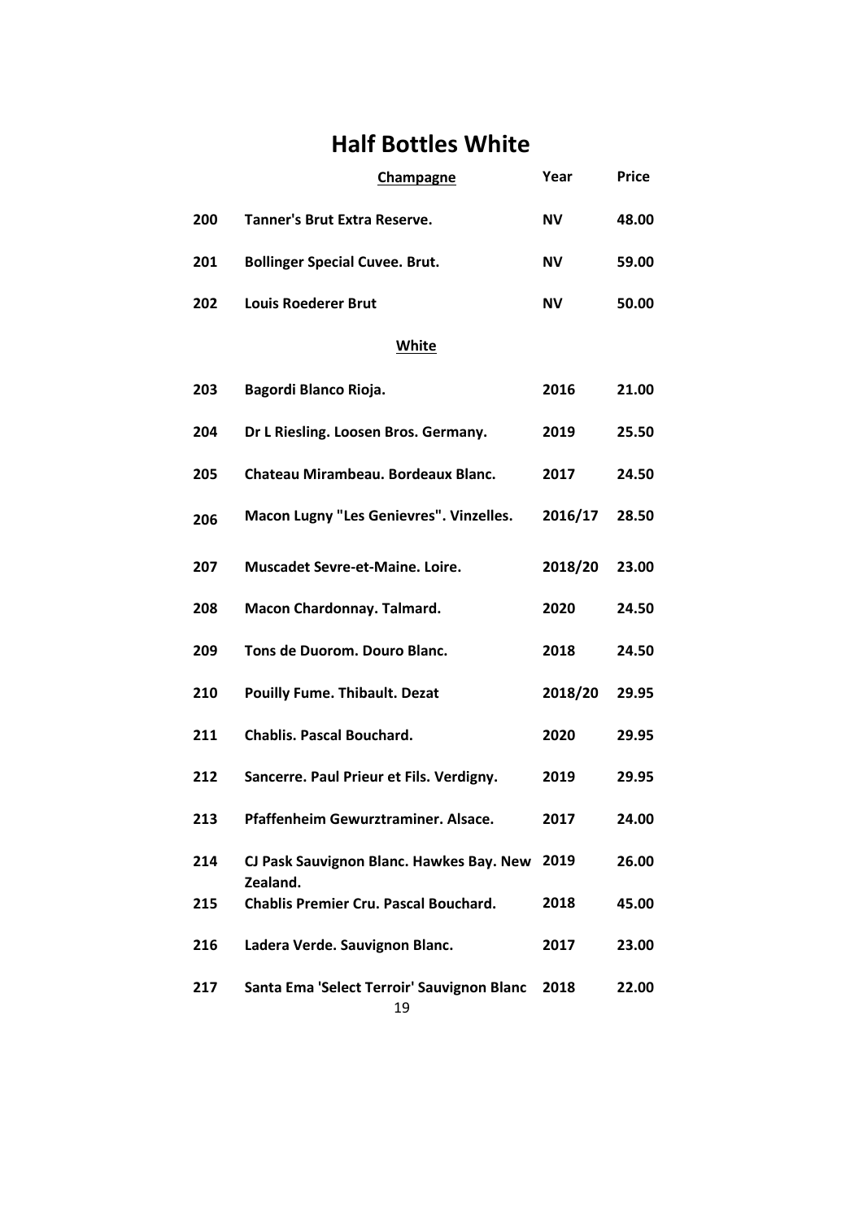# Half Bottles White

| | Champagne | Year | Price |
|---|---|---|---|
| 200 | **Tanner's Brut Extra Reserve.** | **NV** | **48.00** |
| 201 | **Bollinger Special Cuvee. Brut.** | **NV** | **59.00** |
| 202 | **Louis Roederer Brut** | **NV** | **50.00** |
| | **White** | | |
| 203 | **Bagordi Blanco Rioja.** | **2016** | **21.00** |
| 204 | **Dr L Riesling. Loosen Bros. Germany.** | **2019** | **25.50** |
| 205 | **Chateau Mirambeau. Bordeaux Blanc.** | **2017** | **24.50** |
| 206 | **Macon Lugny "Les Genievres". Vinzelles.** | **2016/17** | **28.50** |
| 207 | **Muscadet Sevre-et-Maine. Loire.** | **2018/20** | **23.00** |
| 208 | **Macon Chardonnay. Talmard.** | **2020** | **24.50** |
| 209 | **Tons de Duorom. Douro Blanc.** | **2018** | **24.50** |
| 210 | **Pouilly Fume. Thibault. Dezat** | **2018/20** | **29.95** |
| 211 | **Chablis. Pascal Bouchard.** | **2020** | **29.95** |
| 212 | **Sancerre. Paul Prieur et Fils. Verdigny.** | **2019** | **29.95** |
| 213 | **Pfaffenheim Gewurztraminer. Alsace.** | **2017** | **24.00** |
| 214 | **CJ Pask Sauvignon Blanc. Hawkes Bay. New Zealand.** | **2019** | **26.00** |
| 215 | **Chablis Premier Cru. Pascal Bouchard.** | **2018** | **45.00** |
| 216 | **Ladera Verde. Sauvignon Blanc.** | **2017** | **23.00** |
| 217 | **Santa Ema 'Select Terroir' Sauvignon Blanc** | **2018** | **22.00** |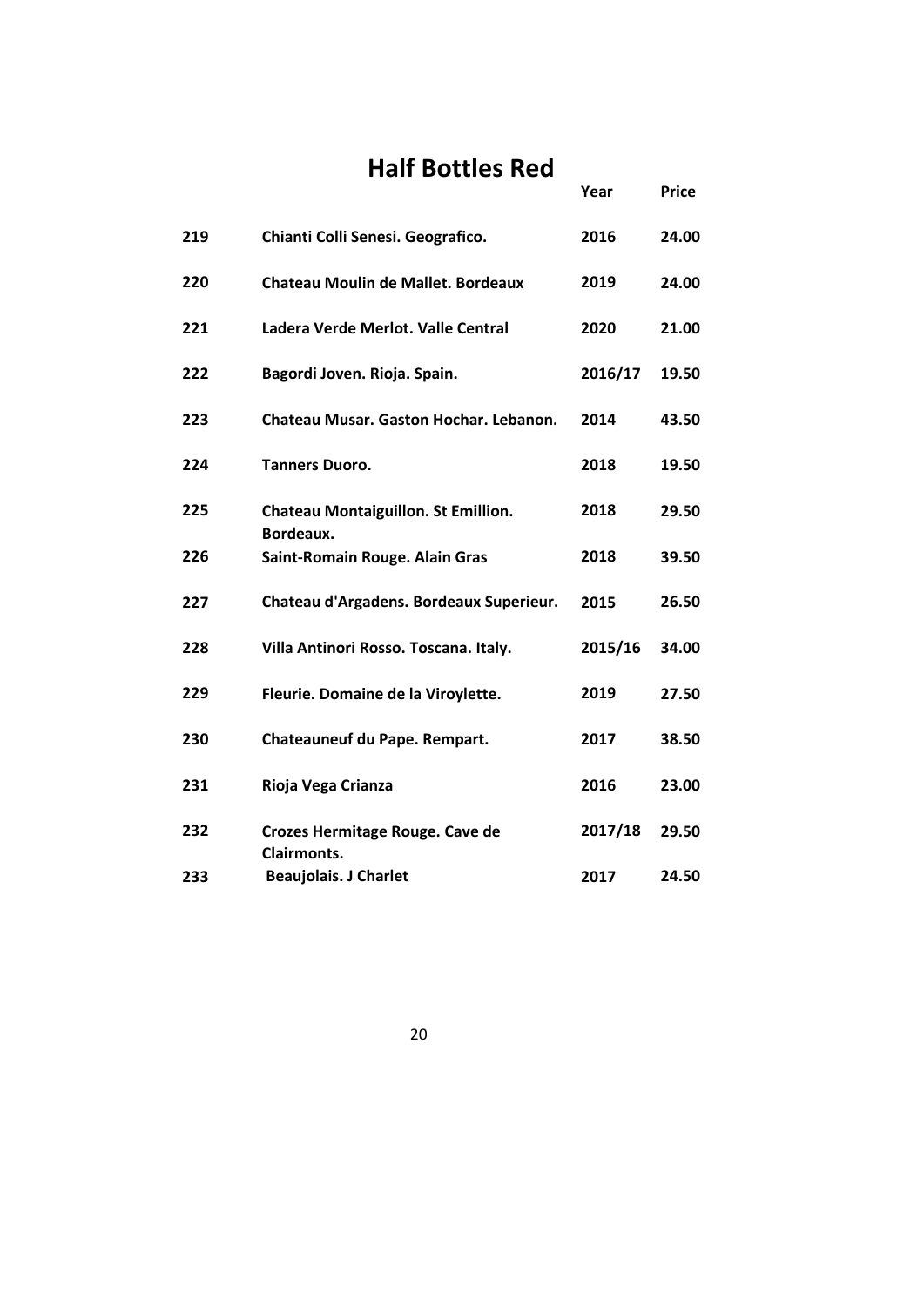# Half Bottles Red

| | | Year | Price |
|---|---|---|---|
| 219 | Chianti Colli Senesi. Geografico. | 2016 | 24.00 |
| 220 | Chateau Moulin de Mallet. Bordeaux | 2019 | 24.00 |
| 221 | Ladera Verde Merlot. Valle Central | 2020 | 21.00 |
| 222 | Bagordi Joven. Rioja. Spain. | 2016/17 | 19.50 |
| 223 | Chateau Musar. Gaston Hochar. Lebanon. | 2014 | 43.50 |
| 224 | Tanners Duoro. | 2018 | 19.50 |
| 225 | Chateau Montaiguillon. St Emillion. Bordeaux. | 2018 | 29.50 |
| 226 | Saint-Romain Rouge. Alain Gras | 2018 | 39.50 |
| 227 | Chateau d'Argadens. Bordeaux Superieur. | 2015 | 26.50 |
| 228 | Villa Antinori Rosso. Toscana. Italy. | 2015/16 | 34.00 |
| 229 | Fleurie. Domaine de la Viroylette. | 2019 | 27.50 |
| 230 | Chateauneuf du Pape. Rempart. | 2017 | 38.50 |
| 231 | Rioja Vega Crianza | 2016 | 23.00 |
| 232 | Crozes Hermitage Rouge. Cave de Clairmonts. | 2017/18 | 29.50 |
| 233 | Beaujolais. J Charlet | 2017 | 24.50 |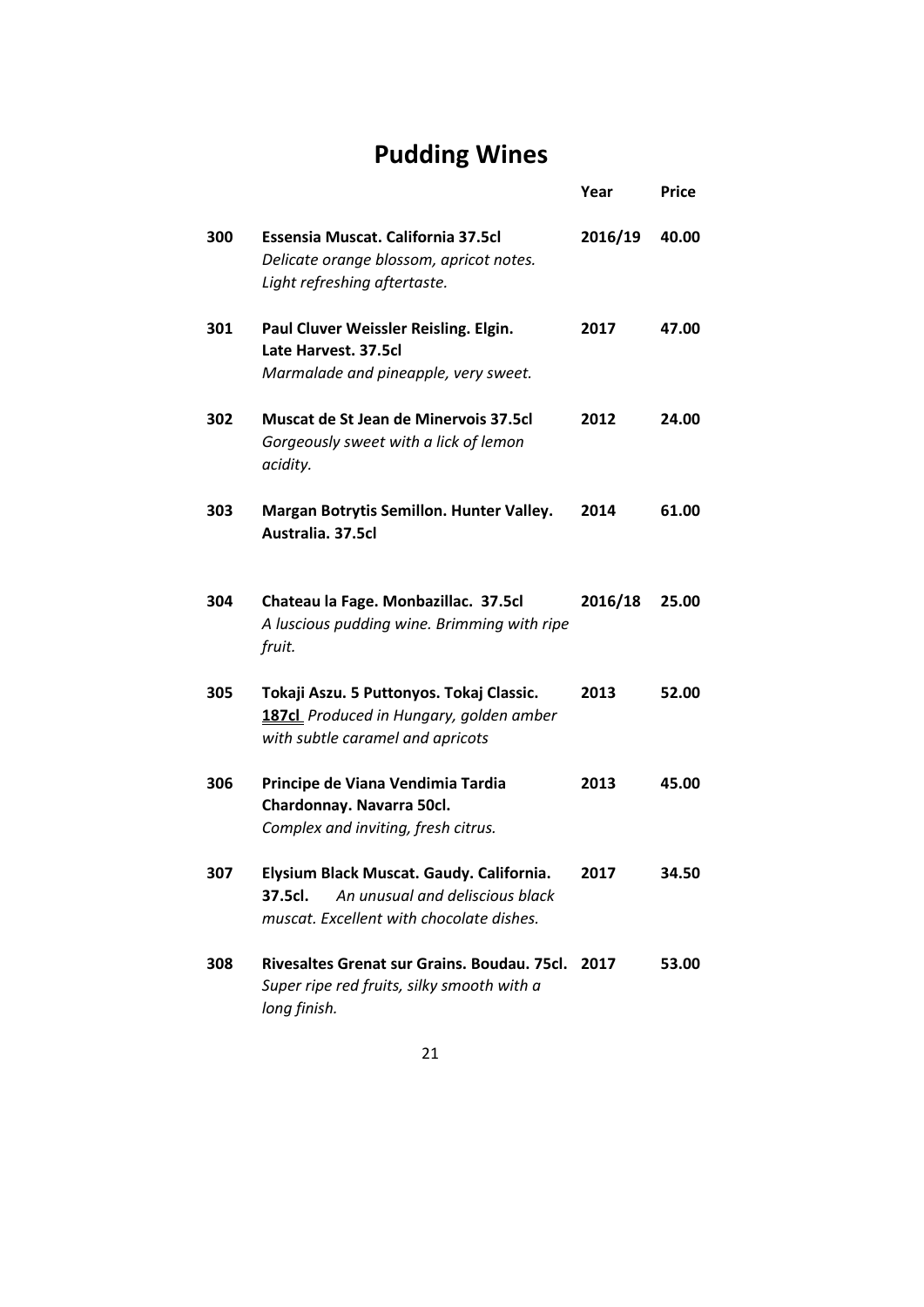# Pudding Wines

| | | Year | Price |
|---|---|---|---|
| 300 | **Essensia Muscat. California 37.5cl** *Delicate orange blossom, apricot notes. Light refreshing aftertaste.* | 2016/19 | 40.00 |
| 301 | **Paul Cluver Weissler Reisling. Elgin. Late Harvest. 37.5cl** *Marmalade and pineapple, very sweet.* | 2017 | 47.00 |
| 302 | **Muscat de St Jean de Minervois 37.5cl** *Gorgeously sweet with a lick of lemon acidity.* | 2012 | 24.00 |
| 303 | **Margan Botrytis Semillon. Hunter Valley. Australia. 37.5cl** | 2014 | 61.00 |
| 304 | **Chateau la Fage. Monbazillac. 37.5cl** *A luscious pudding wine. Brimming with ripe fruit.* | 2016/18 | 25.00 |
| 305 | **Tokaji Aszu. 5 Puttonyos. Tokaj Classic. 187cl** *Produced in Hungary, golden amber with subtle caramel and apricots* | 2013 | 52.00 |
| 306 | **Principe de Viana Vendimia Tardia Chardonnay. Navarra 50cl.** *Complex and inviting, fresh citrus.* | 2013 | 45.00 |
| 307 | **Elysium Black Muscat. Gaudy. California. 37.5cl.** *An unusual and deliscious black muscat. Excellent with chocolate dishes.* | 2017 | 34.50 |
| 308 | **Rivesaltes Grenat sur Grains. Boudau. 75cl.** *Super ripe red fruits, silky smooth with a long finish.* | 2017 | 53.00 |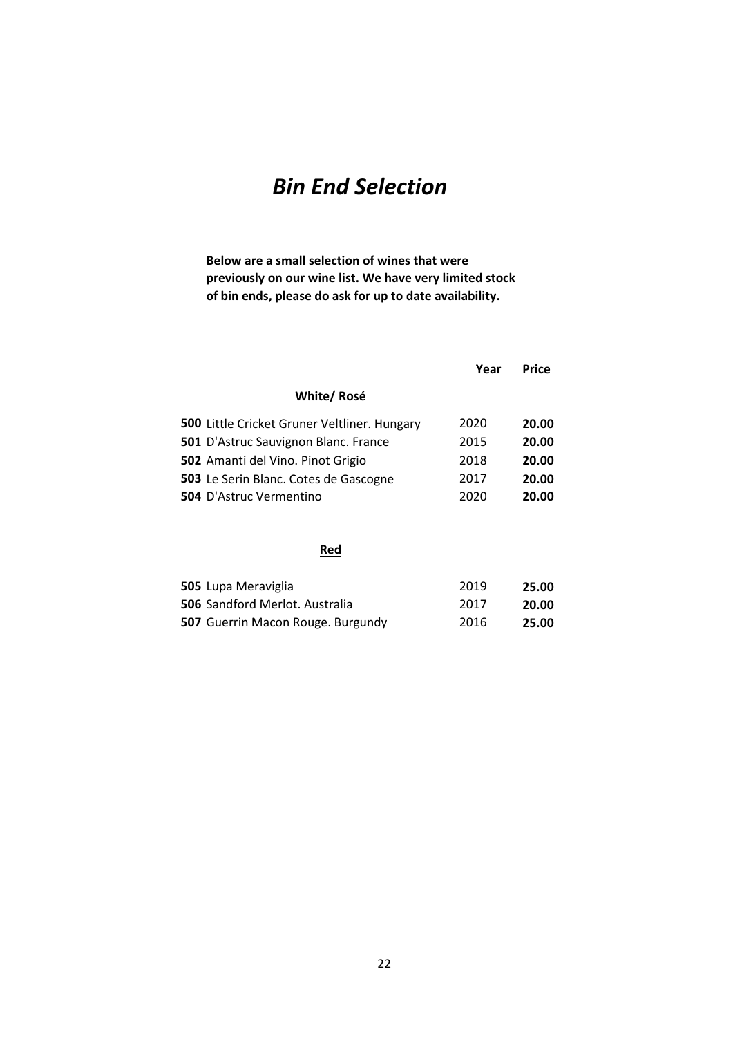# *Bin End Selection*

**Below are a small selection of wines that were previously on our wine list. We have very limited stock of bin ends, please do ask for up to date availability.**

| | Year | Price |
|---|---|---|
| **White/ Rosé** | | |
| **500** Little Cricket Gruner Veltliner. Hungary | 2020 | **20.00** |
| **501** D'Astruc Sauvignon Blanc. France | 2015 | **20.00** |
| **502** Amanti del Vino. Pinot Grigio | 2018 | **20.00** |
| **503** Le Serin Blanc. Cotes de Gascogne | 2017 | **20.00** |
| **504** D'Astruc Vermentino | 2020 | **20.00** |
| **Red** | | |
| **505** Lupa Meraviglia | 2019 | **25.00** |
| **506** Sandford Merlot. Australia | 2017 | **20.00** |
| **507** Guerrin Macon Rouge. Burgundy | 2016 | **25.00** |